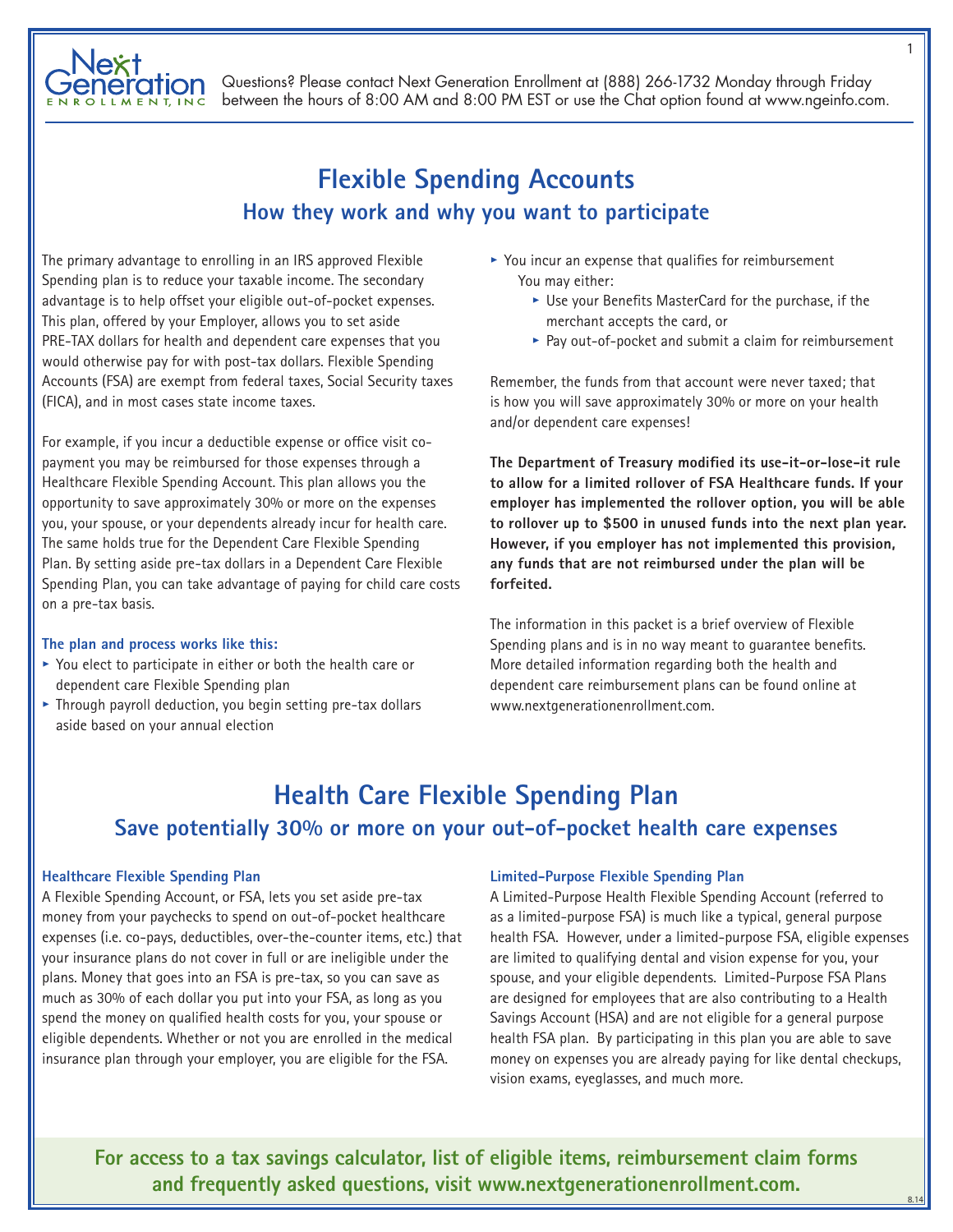Questions? Please contact Next Generation Enrollment at (888) 266-1732 Monday through Friday between the hours of 8:00 AM and 8:00 PM EST or use the Chat option found at www.ngeinfo.com.

# Flexible Spending Accounts

## How they work and why you want to participate

The primary advantage to enrolling in an IRS approved Flexible Spending plan is to reduce your taxable income. The secondary advantage is to help offset your eligible out-of-pocket expenses. This plan, offered by your Employer, allows you to set aside PRE-TAX dollars for health and dependent care expenses that you would otherwise pay for with post-tax dollars. Flexible Spending Accounts (FSA) are exempt from federal taxes, Social Security taxes (FICA), and in most cases state income taxes.

For example, if you incur a deductible expense or office visit co-payment you may be reimbursed for those expenses through a Healthcare Flexible Spending Account. This plan allows you the opportunity to save approximately 30% or more on the expenses you, your spouse, or your dependents already incur for health care. The same holds true for the Dependent Care Flexible Spending Plan. By setting aside pre-tax dollars in a Dependent Care Flexible Spending Plan, you can take advantage of paying for child care costs on a pre-tax basis.

### The plan and process works like this:

- You elect to participate in either or both the health care or dependent care Flexible Spending plan
- Through payroll deduction, you begin setting pre-tax dollars aside based on your annual election
- You incur an expense that qualifies for reimbursement
  You may either:
  - Use your Benefits MasterCard for the purchase, if the merchant accepts the card, or
  - Pay out-of-pocket and submit a claim for reimbursement

Remember, the funds from that account were never taxed; that is how you will save approximately 30% or more on your health and/or dependent care expenses!

**The Department of Treasury modified its use-it-or-lose-it rule to allow for a limited rollover of FSA Healthcare funds. If your employer has implemented the rollover option, you will be able to rollover up to $500 in unused funds into the next plan year. However, if you employer has not implemented this provision, any funds that are not reimbursed under the plan will be forfeited.**

The information in this packet is a brief overview of Flexible Spending plans and is in no way meant to guarantee benefits. More detailed information regarding both the health and dependent care reimbursement plans can be found online at www.nextgenerationenrollment.com.

# Health Care Flexible Spending Plan

## Save potentially 30% or more on your out-of-pocket health care expenses

### Healthcare Flexible Spending Plan

A Flexible Spending Account, or FSA, lets you set aside pre-tax money from your paychecks to spend on out-of-pocket healthcare expenses (i.e. co-pays, deductibles, over-the-counter items, etc.) that your insurance plans do not cover in full or are ineligible under the plans. Money that goes into an FSA is pre-tax, so you can save as much as 30% of each dollar you put into your FSA, as long as you spend the money on qualified health costs for you, your spouse or eligible dependents. Whether or not you are enrolled in the medical insurance plan through your employer, you are eligible for the FSA.

### Limited-Purpose Flexible Spending Plan

A Limited-Purpose Health Flexible Spending Account (referred to as a limited-purpose FSA) is much like a typical, general purpose health FSA. However, under a limited-purpose FSA, eligible expenses are limited to qualifying dental and vision expense for you, your spouse, and your eligible dependents. Limited-Purpose FSA Plans are designed for employees that are also contributing to a Health Savings Account (HSA) and are not eligible for a general purpose health FSA plan. By participating in this plan you are able to save money on expenses you are already paying for like dental checkups, vision exams, eyeglasses, and much more.

**For access to a tax savings calculator, list of eligible items, reimbursement claim forms and frequently asked questions, visit www.nextgenerationenrollment.com.**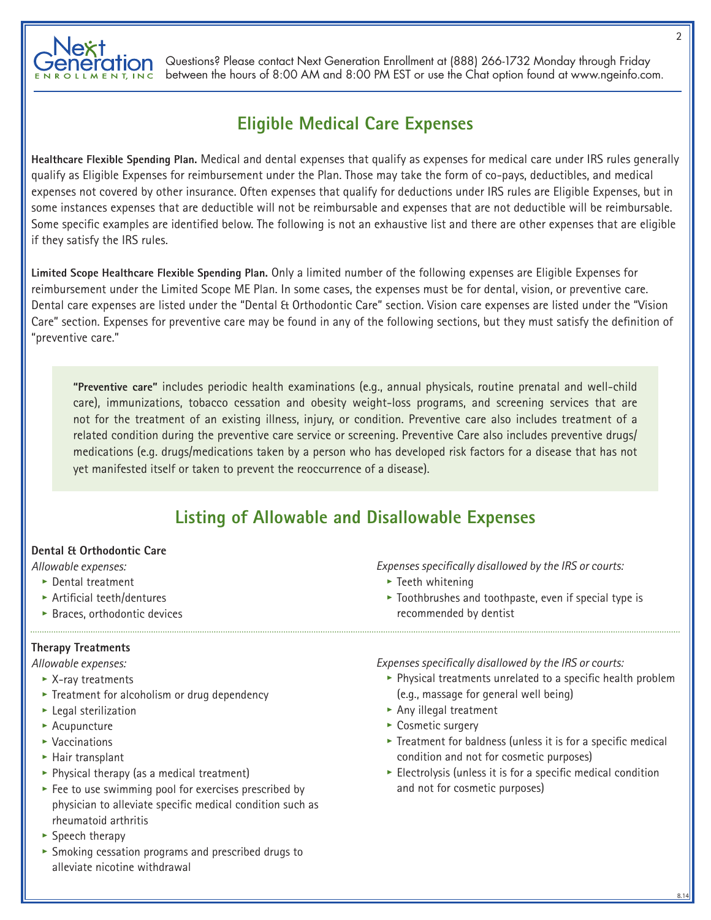## Eligible Medical Care Expenses

**Healthcare Flexible Spending Plan.** Medical and dental expenses that qualify as expenses for medical care under IRS rules generally qualify as Eligible Expenses for reimbursement under the Plan. Those may take the form of co-pays, deductibles, and medical expenses not covered by other insurance. Often expenses that qualify for deductions under IRS rules are Eligible Expenses, but in some instances expenses that are deductible will not be reimbursable and expenses that are not deductible will be reimbursable. Some specific examples are identified below. The following is not an exhaustive list and there are other expenses that are eligible if they satisfy the IRS rules.

**Limited Scope Healthcare Flexible Spending Plan.** Only a limited number of the following expenses are Eligible Expenses for reimbursement under the Limited Scope ME Plan. In some cases, the expenses must be for dental, vision, or preventive care. Dental care expenses are listed under the "Dental & Orthodontic Care" section. Vision care expenses are listed under the "Vision Care" section. Expenses for preventive care may be found in any of the following sections, but they must satisfy the definition of "preventive care."

> **"Preventive care"** includes periodic health examinations (e.g., annual physicals, routine prenatal and well-child care), immunizations, tobacco cessation and obesity weight-loss programs, and screening services that are not for the treatment of an existing illness, injury, or condition. Preventive care also includes treatment of a related condition during the preventive care service or screening. Preventive Care also includes preventive drugs/ medications (e.g. drugs/medications taken by a person who has developed risk factors for a disease that has not yet manifested itself or taken to prevent the reoccurrence of a disease).

## Listing of Allowable and Disallowable Expenses

### Dental & Orthodontic Care

*Allowable expenses:*

- Dental treatment
- Artificial teeth/dentures
- Braces, orthodontic devices

*Expenses specifically disallowed by the IRS or courts:*

- Teeth whitening
- Toothbrushes and toothpaste, even if special type is recommended by dentist

### Therapy Treatments

*Allowable expenses:*

- X-ray treatments
- Treatment for alcoholism or drug dependency
- Legal sterilization
- Acupuncture
- Vaccinations
- Hair transplant
- Physical therapy (as a medical treatment)
- Fee to use swimming pool for exercises prescribed by physician to alleviate specific medical condition such as rheumatoid arthritis
- Speech therapy
- Smoking cessation programs and prescribed drugs to alleviate nicotine withdrawal

*Expenses specifically disallowed by the IRS or courts:*

- Physical treatments unrelated to a specific health problem (e.g., massage for general well being)
- Any illegal treatment
- Cosmetic surgery
- Treatment for baldness (unless it is for a specific medical condition and not for cosmetic purposes)
- Electrolysis (unless it is for a specific medical condition and not for cosmetic purposes)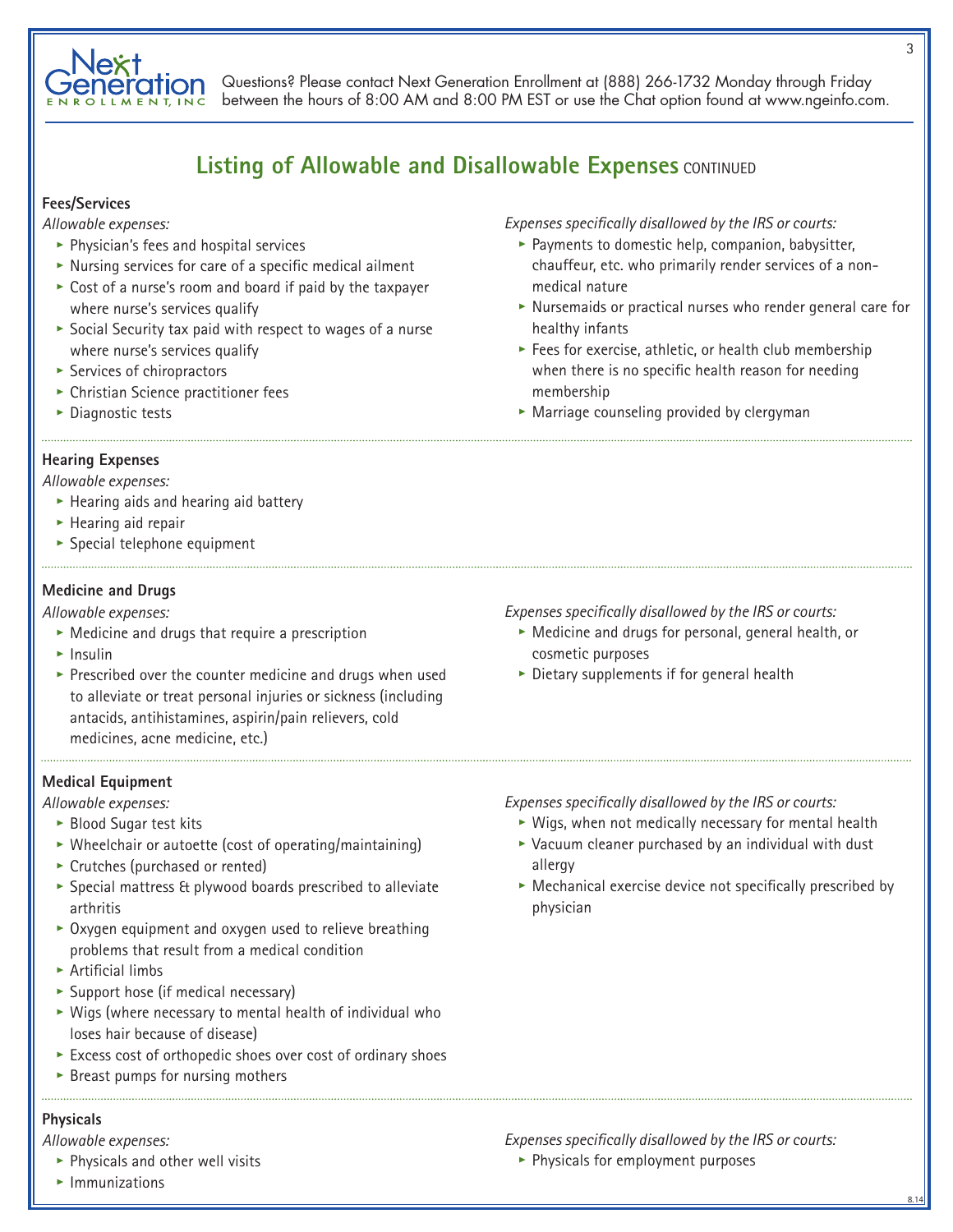Questions? Please contact Next Generation Enrollment at (888) 266-1732 Monday through Friday between the hours of 8:00 AM and 8:00 PM EST or use the Chat option found at www.ngeinfo.com.

## Listing of Allowable and Disallowable Expenses CONTINUED

### Fees/Services

*Allowable expenses:*

- Physician's fees and hospital services
- Nursing services for care of a specific medical ailment
- Cost of a nurse's room and board if paid by the taxpayer where nurse's services qualify
- Social Security tax paid with respect to wages of a nurse where nurse's services qualify
- Services of chiropractors
- Christian Science practitioner fees
- Diagnostic tests

*Expenses specifically disallowed by the IRS or courts:*

- Payments to domestic help, companion, babysitter, chauffeur, etc. who primarily render services of a non-medical nature
- Nursemaids or practical nurses who render general care for healthy infants
- Fees for exercise, athletic, or health club membership when there is no specific health reason for needing membership
- Marriage counseling provided by clergyman

### Hearing Expenses

*Allowable expenses:*

- Hearing aids and hearing aid battery
- Hearing aid repair
- Special telephone equipment

### Medicine and Drugs

*Allowable expenses:*

- Medicine and drugs that require a prescription
- Insulin
- Prescribed over the counter medicine and drugs when used to alleviate or treat personal injuries or sickness (including antacids, antihistamines, aspirin/pain relievers, cold medicines, acne medicine, etc.)

*Expenses specifically disallowed by the IRS or courts:*

- Medicine and drugs for personal, general health, or cosmetic purposes
- Dietary supplements if for general health

### Medical Equipment

*Allowable expenses:*

- Blood Sugar test kits
- Wheelchair or autoette (cost of operating/maintaining)
- Crutches (purchased or rented)
- Special mattress & plywood boards prescribed to alleviate arthritis
- Oxygen equipment and oxygen used to relieve breathing problems that result from a medical condition
- Artificial limbs
- Support hose (if medical necessary)
- Wigs (where necessary to mental health of individual who loses hair because of disease)
- Excess cost of orthopedic shoes over cost of ordinary shoes
- Breast pumps for nursing mothers

*Expenses specifically disallowed by the IRS or courts:*

- Wigs, when not medically necessary for mental health
- Vacuum cleaner purchased by an individual with dust allergy
- Mechanical exercise device not specifically prescribed by physician

### Physicals

*Allowable expenses:*

- Physicals and other well visits
- Immunizations

*Expenses specifically disallowed by the IRS or courts:*

- Physicals for employment purposes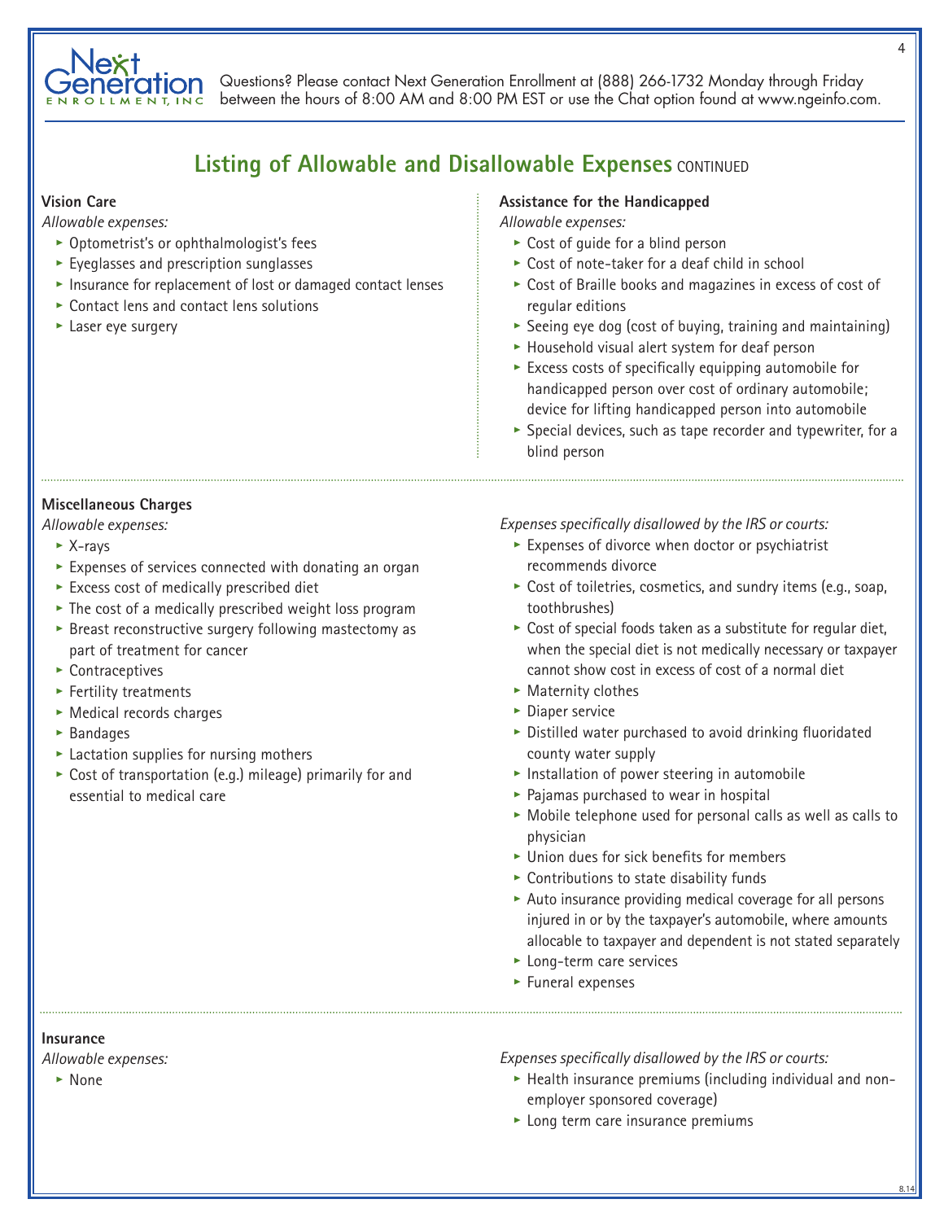## Listing of Allowable and Disallowable Expenses CONTINUED

### Vision Care

*Allowable expenses:*

- Optometrist's or ophthalmologist's fees
- Eyeglasses and prescription sunglasses
- Insurance for replacement of lost or damaged contact lenses
- Contact lens and contact lens solutions
- Laser eye surgery

### Assistance for the Handicapped

*Allowable expenses:*

- Cost of guide for a blind person
- Cost of note-taker for a deaf child in school
- Cost of Braille books and magazines in excess of cost of regular editions
- Seeing eye dog (cost of buying, training and maintaining)
- Household visual alert system for deaf person
- Excess costs of specifically equipping automobile for handicapped person over cost of ordinary automobile; device for lifting handicapped person into automobile
- Special devices, such as tape recorder and typewriter, for a blind person

### Miscellaneous Charges

*Allowable expenses:*

- X-rays
- Expenses of services connected with donating an organ
- Excess cost of medically prescribed diet
- The cost of a medically prescribed weight loss program
- Breast reconstructive surgery following mastectomy as part of treatment for cancer
- Contraceptives
- Fertility treatments
- Medical records charges
- Bandages
- Lactation supplies for nursing mothers
- Cost of transportation (e.g.) mileage) primarily for and essential to medical care

*Expenses specifically disallowed by the IRS or courts:*

- Expenses of divorce when doctor or psychiatrist recommends divorce
- Cost of toiletries, cosmetics, and sundry items (e.g., soap, toothbrushes)
- Cost of special foods taken as a substitute for regular diet, when the special diet is not medically necessary or taxpayer cannot show cost in excess of cost of a normal diet
- Maternity clothes
- Diaper service
- Distilled water purchased to avoid drinking fluoridated county water supply
- Installation of power steering in automobile
- Pajamas purchased to wear in hospital
- Mobile telephone used for personal calls as well as calls to physician
- Union dues for sick benefits for members
- Contributions to state disability funds
- Auto insurance providing medical coverage for all persons injured in or by the taxpayer's automobile, where amounts allocable to taxpayer and dependent is not stated separately
- Long-term care services
- Funeral expenses

### Insurance

*Allowable expenses:*

- None

*Expenses specifically disallowed by the IRS or courts:*

- Health insurance premiums (including individual and non-employer sponsored coverage)
- Long term care insurance premiums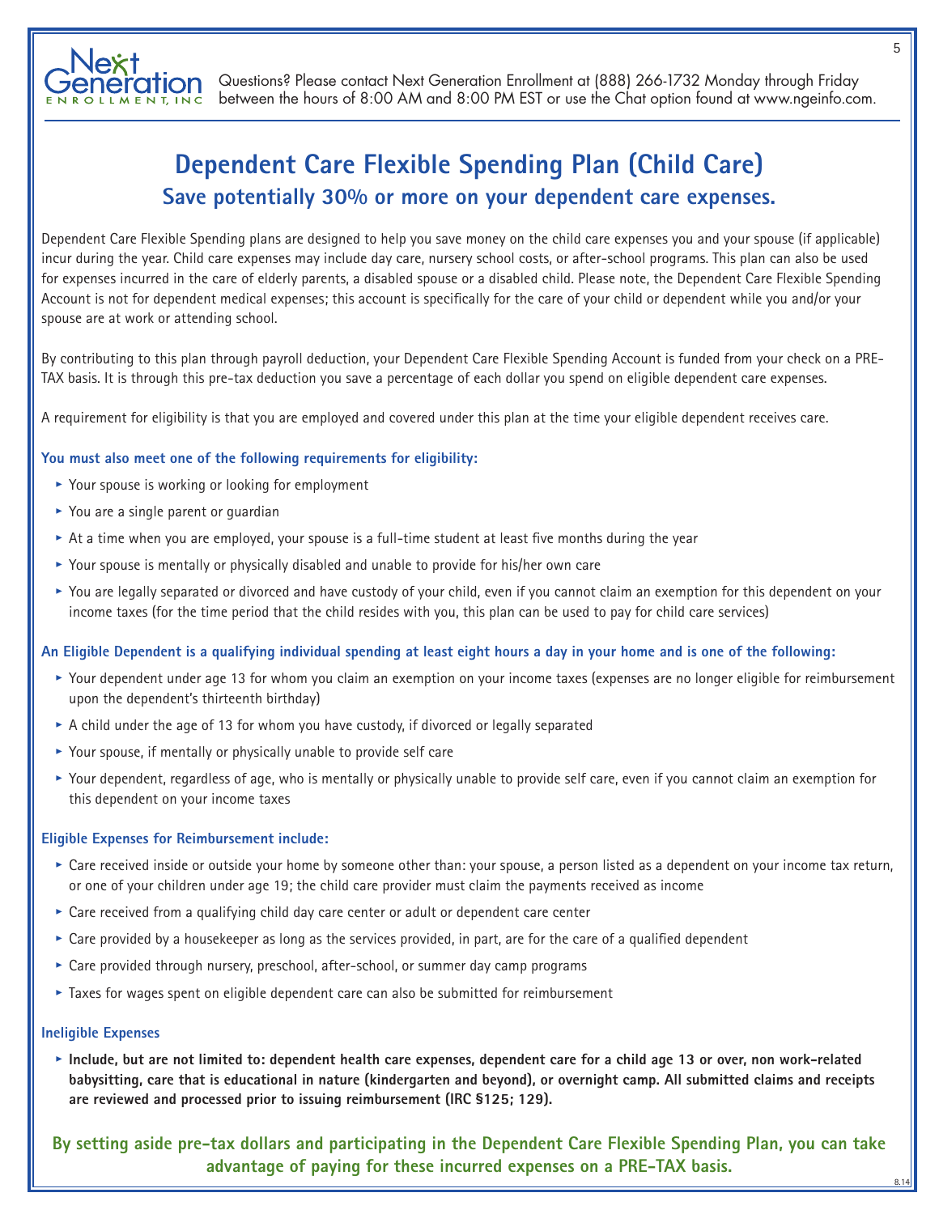Questions? Please contact Next Generation Enrollment at (888) 266-1732 Monday through Friday between the hours of 8:00 AM and 8:00 PM EST or use the Chat option found at www.ngeinfo.com.

# Dependent Care Flexible Spending Plan (Child Care)

## Save potentially 30% or more on your dependent care expenses.

Dependent Care Flexible Spending plans are designed to help you save money on the child care expenses you and your spouse (if applicable) incur during the year. Child care expenses may include day care, nursery school costs, or after-school programs. This plan can also be used for expenses incurred in the care of elderly parents, a disabled spouse or a disabled child. Please note, the Dependent Care Flexible Spending Account is not for dependent medical expenses; this account is specifically for the care of your child or dependent while you and/or your spouse are at work or attending school.

By contributing to this plan through payroll deduction, your Dependent Care Flexible Spending Account is funded from your check on a PRE-TAX basis. It is through this pre-tax deduction you save a percentage of each dollar you spend on eligible dependent care expenses.

A requirement for eligibility is that you are employed and covered under this plan at the time your eligible dependent receives care.

### You must also meet one of the following requirements for eligibility:

- Your spouse is working or looking for employment
- You are a single parent or guardian
- At a time when you are employed, your spouse is a full-time student at least five months during the year
- Your spouse is mentally or physically disabled and unable to provide for his/her own care
- You are legally separated or divorced and have custody of your child, even if you cannot claim an exemption for this dependent on your income taxes (for the time period that the child resides with you, this plan can be used to pay for child care services)

### An Eligible Dependent is a qualifying individual spending at least eight hours a day in your home and is one of the following:

- Your dependent under age 13 for whom you claim an exemption on your income taxes (expenses are no longer eligible for reimbursement upon the dependent's thirteenth birthday)
- A child under the age of 13 for whom you have custody, if divorced or legally separated
- Your spouse, if mentally or physically unable to provide self care
- Your dependent, regardless of age, who is mentally or physically unable to provide self care, even if you cannot claim an exemption for this dependent on your income taxes

### Eligible Expenses for Reimbursement include:

- Care received inside or outside your home by someone other than: your spouse, a person listed as a dependent on your income tax return, or one of your children under age 19; the child care provider must claim the payments received as income
- Care received from a qualifying child day care center or adult or dependent care center
- Care provided by a housekeeper as long as the services provided, in part, are for the care of a qualified dependent
- Care provided through nursery, preschool, after-school, or summer day camp programs
- Taxes for wages spent on eligible dependent care can also be submitted for reimbursement

### Ineligible Expenses

- **Include, but are not limited to: dependent health care expenses, dependent care for a child age 13 or over, non work-related babysitting, care that is educational in nature (kindergarten and beyond), or overnight camp. All submitted claims and receipts are reviewed and processed prior to issuing reimbursement (IRC §125; 129).**

**By setting aside pre-tax dollars and participating in the Dependent Care Flexible Spending Plan, you can take advantage of paying for these incurred expenses on a PRE-TAX basis.**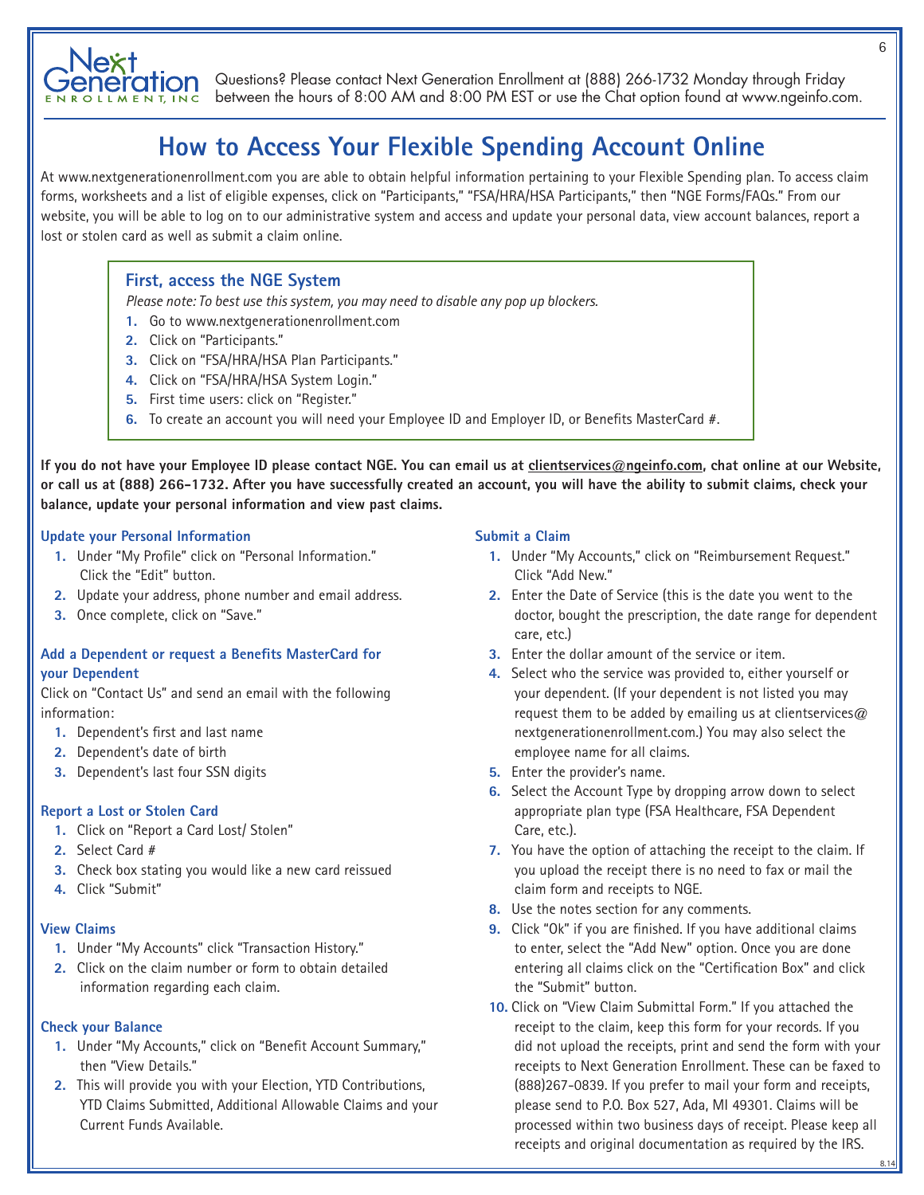Questions? Please contact Next Generation Enrollment at (888) 266-1732 Monday through Friday between the hours of 8:00 AM and 8:00 PM EST or use the Chat option found at www.ngeinfo.com.

# How to Access Your Flexible Spending Account Online

At www.nextgenerationenrollment.com you are able to obtain helpful information pertaining to your Flexible Spending plan. To access claim forms, worksheets and a list of eligible expenses, click on "Participants," "FSA/HRA/HSA Participants," then "NGE Forms/FAQs." From our website, you will be able to log on to our administrative system and access and update your personal data, view account balances, report a lost or stolen card as well as submit a claim online.

### First, access the NGE System

*Please note: To best use this system, you may need to disable any pop up blockers.*

1. Go to www.nextgenerationenrollment.com
2. Click on "Participants."
3. Click on "FSA/HRA/HSA Plan Participants."
4. Click on "FSA/HRA/HSA System Login."
5. First time users: click on "Register."
6. To create an account you will need your Employee ID and Employer ID, or Benefits MasterCard #.

**If you do not have your Employee ID please contact NGE. You can email us at clientservices@ngeinfo.com, chat online at our Website, or call us at (888) 266-1732. After you have successfully created an account, you will have the ability to submit claims, check your balance, update your personal information and view past claims.**

### Update your Personal Information

1. Under "My Profile" click on "Personal Information." Click the "Edit" button.
2. Update your address, phone number and email address.
3. Once complete, click on "Save."

### Add a Dependent or request a Benefits MasterCard for your Dependent

Click on "Contact Us" and send an email with the following information:

1. Dependent's first and last name
2. Dependent's date of birth
3. Dependent's last four SSN digits

### Report a Lost or Stolen Card

1. Click on "Report a Card Lost/ Stolen"
2. Select Card #
3. Check box stating you would like a new card reissued
4. Click "Submit"

### View Claims

1. Under "My Accounts" click "Transaction History."
2. Click on the claim number or form to obtain detailed information regarding each claim.

### Check your Balance

1. Under "My Accounts," click on "Benefit Account Summary," then "View Details."
2. This will provide you with your Election, YTD Contributions, YTD Claims Submitted, Additional Allowable Claims and your Current Funds Available.

### Submit a Claim

1. Under "My Accounts," click on "Reimbursement Request." Click "Add New."
2. Enter the Date of Service (this is the date you went to the doctor, bought the prescription, the date range for dependent care, etc.)
3. Enter the dollar amount of the service or item.
4. Select who the service was provided to, either yourself or your dependent. (If your dependent is not listed you may request them to be added by emailing us at clientservices@nextgenerationenrollment.com.) You may also select the employee name for all claims.
5. Enter the provider's name.
6. Select the Account Type by dropping arrow down to select appropriate plan type (FSA Healthcare, FSA Dependent Care, etc.).
7. You have the option of attaching the receipt to the claim. If you upload the receipt there is no need to fax or mail the claim form and receipts to NGE.
8. Use the notes section for any comments.
9. Click "Ok" if you are finished. If you have additional claims to enter, select the "Add New" option. Once you are done entering all claims click on the "Certification Box" and click the "Submit" button.
10. Click on "View Claim Submittal Form." If you attached the receipt to the claim, keep this form for your records. If you did not upload the receipts, print and send the form with your receipts to Next Generation Enrollment. These can be faxed to (888)267-0839. If you prefer to mail your form and receipts, please send to P.O. Box 527, Ada, MI 49301. Claims will be processed within two business days of receipt. Please keep all receipts and original documentation as required by the IRS.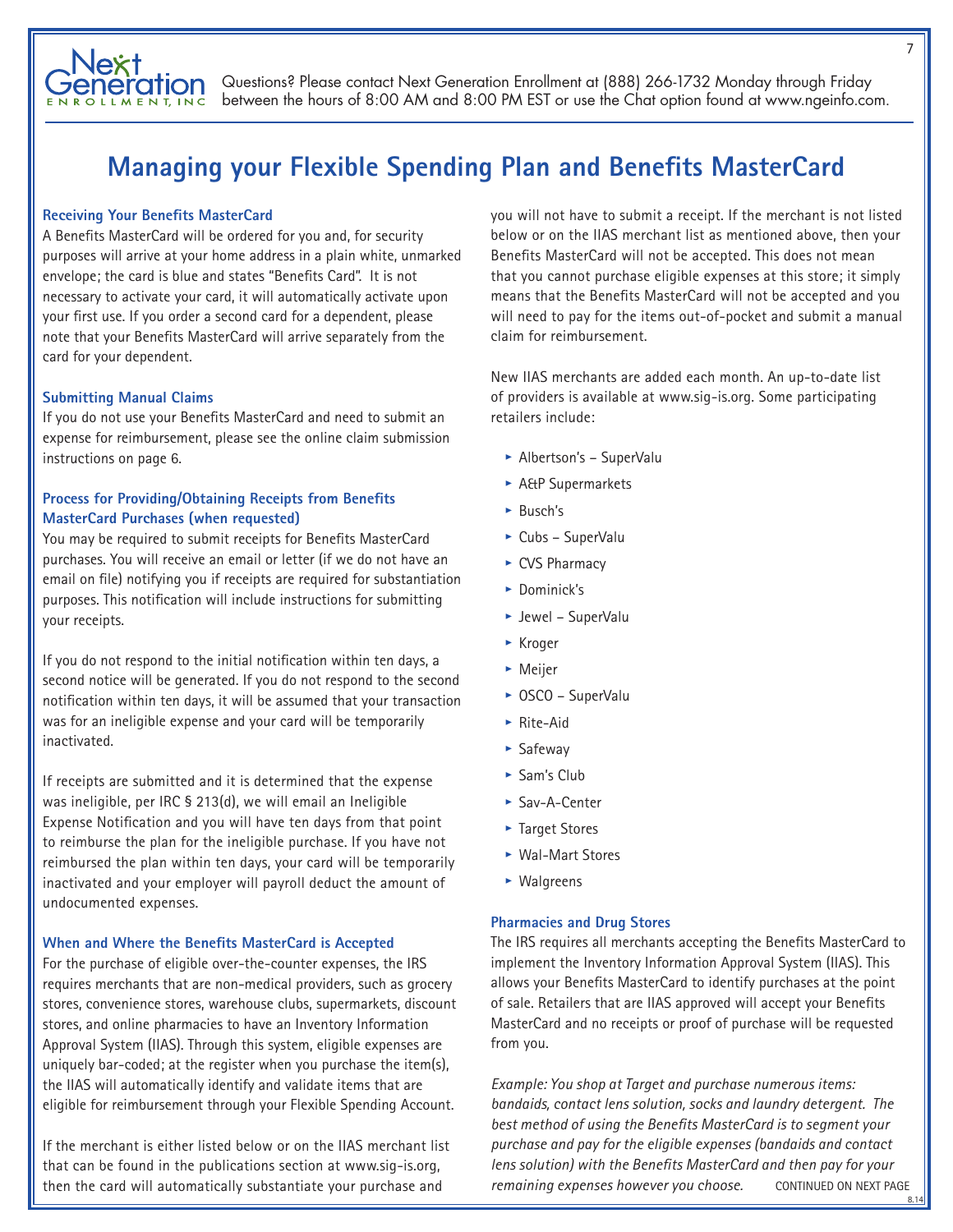# Managing your Flexible Spending Plan and Benefits MasterCard

### Receiving Your Benefits MasterCard

A Benefits MasterCard will be ordered for you and, for security purposes will arrive at your home address in a plain white, unmarked envelope; the card is blue and states "Benefits Card". It is not necessary to activate your card, it will automatically activate upon your first use. If you order a second card for a dependent, please note that your Benefits MasterCard will arrive separately from the card for your dependent.

### Submitting Manual Claims

If you do not use your Benefits MasterCard and need to submit an expense for reimbursement, please see the online claim submission instructions on page 6.

### Process for Providing/Obtaining Receipts from Benefits MasterCard Purchases (when requested)

You may be required to submit receipts for Benefits MasterCard purchases. You will receive an email or letter (if we do not have an email on file) notifying you if receipts are required for substantiation purposes. This notification will include instructions for submitting your receipts.

If you do not respond to the initial notification within ten days, a second notice will be generated. If you do not respond to the second notification within ten days, it will be assumed that your transaction was for an ineligible expense and your card will be temporarily inactivated.

If receipts are submitted and it is determined that the expense was ineligible, per IRC § 213(d), we will email an Ineligible Expense Notification and you will have ten days from that point to reimburse the plan for the ineligible purchase. If you have not reimbursed the plan within ten days, your card will be temporarily inactivated and your employer will payroll deduct the amount of undocumented expenses.

### When and Where the Benefits MasterCard is Accepted

For the purchase of eligible over-the-counter expenses, the IRS requires merchants that are non-medical providers, such as grocery stores, convenience stores, warehouse clubs, supermarkets, discount stores, and online pharmacies to have an Inventory Information Approval System (IIAS). Through this system, eligible expenses are uniquely bar-coded; at the register when you purchase the item(s), the IIAS will automatically identify and validate items that are eligible for reimbursement through your Flexible Spending Account.

If the merchant is either listed below or on the IIAS merchant list that can be found in the publications section at www.sig-is.org, then the card will automatically substantiate your purchase and you will not have to submit a receipt. If the merchant is not listed below or on the IIAS merchant list as mentioned above, then your Benefits MasterCard will not be accepted. This does not mean that you cannot purchase eligible expenses at this store; it simply means that the Benefits MasterCard will not be accepted and you will need to pay for the items out-of-pocket and submit a manual claim for reimbursement.

New IIAS merchants are added each month. An up-to-date list of providers is available at www.sig-is.org. Some participating retailers include:

- Albertson's – SuperValu
- A&P Supermarkets
- Busch's
- Cubs – SuperValu
- CVS Pharmacy
- Dominick's
- Jewel – SuperValu
- Kroger
- Meijer
- OSCO – SuperValu
- Rite-Aid
- Safeway
- Sam's Club
- Sav-A-Center
- Target Stores
- Wal-Mart Stores
- Walgreens

### Pharmacies and Drug Stores

The IRS requires all merchants accepting the Benefits MasterCard to implement the Inventory Information Approval System (IIAS). This allows your Benefits MasterCard to identify purchases at the point of sale. Retailers that are IIAS approved will accept your Benefits MasterCard and no receipts or proof of purchase will be requested from you.

*Example: You shop at Target and purchase numerous items: bandaids, contact lens solution, socks and laundry detergent. The best method of using the Benefits MasterCard is to segment your purchase and pay for the eligible expenses (bandaids and contact lens solution) with the Benefits MasterCard and then pay for your remaining expenses however you choose.*

CONTINUED ON NEXT PAGE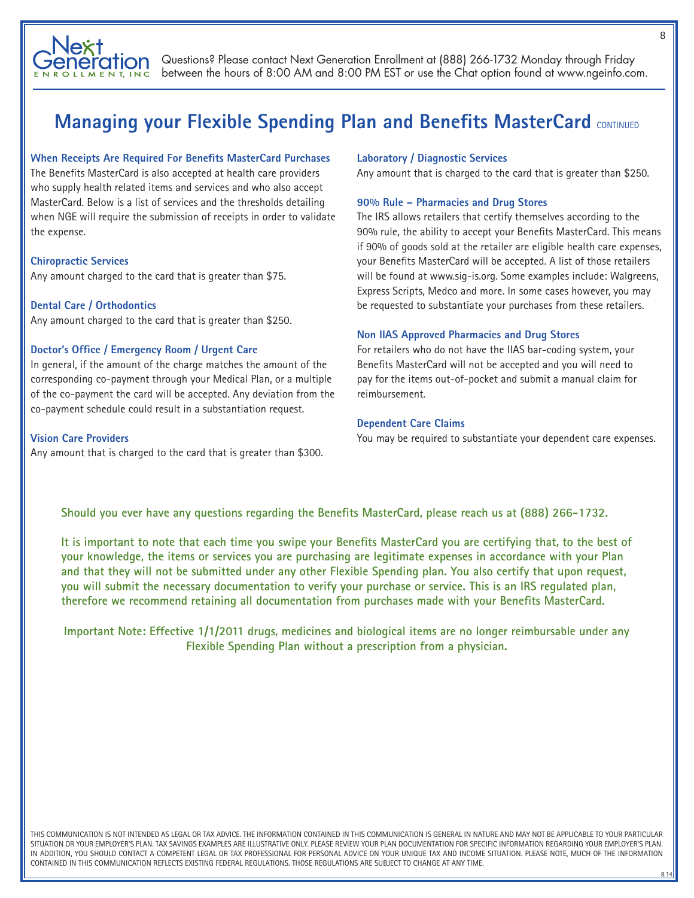# Managing your Flexible Spending Plan and Benefits MasterCard CONTINUED

### When Receipts Are Required For Benefits MasterCard Purchases

The Benefits MasterCard is also accepted at health care providers who supply health related items and services and who also accept MasterCard. Below is a list of services and the thresholds detailing when NGE will require the submission of receipts in order to validate the expense.

### Chiropractic Services

Any amount charged to the card that is greater than $75.

### Dental Care / Orthodontics

Any amount charged to the card that is greater than $250.

### Doctor's Office / Emergency Room / Urgent Care

In general, if the amount of the charge matches the amount of the corresponding co-payment through your Medical Plan, or a multiple of the co-payment the card will be accepted. Any deviation from the co-payment schedule could result in a substantiation request.

### Vision Care Providers

Any amount that is charged to the card that is greater than $300.

### Laboratory / Diagnostic Services

Any amount that is charged to the card that is greater than $250.

### 90% Rule – Pharmacies and Drug Stores

The IRS allows retailers that certify themselves according to the 90% rule, the ability to accept your Benefits MasterCard. This means if 90% of goods sold at the retailer are eligible health care expenses, your Benefits MasterCard will be accepted. A list of those retailers will be found at www.sig-is.org. Some examples include: Walgreens, Express Scripts, Medco and more. In some cases however, you may be requested to substantiate your purchases from these retailers.

### Non IIAS Approved Pharmacies and Drug Stores

For retailers who do not have the IIAS bar-coding system, your Benefits MasterCard will not be accepted and you will need to pay for the items out-of-pocket and submit a manual claim for reimbursement.

### Dependent Care Claims

You may be required to substantiate your dependent care expenses.

**Should you ever have any questions regarding the Benefits MasterCard, please reach us at (888) 266-1732.**

**It is important to note that each time you swipe your Benefits MasterCard you are certifying that, to the best of your knowledge, the items or services you are purchasing are legitimate expenses in accordance with your Plan and that they will not be submitted under any other Flexible Spending plan. You also certify that upon request, you will submit the necessary documentation to verify your purchase or service. This is an IRS regulated plan, therefore we recommend retaining all documentation from purchases made with your Benefits MasterCard.**

**Important Note: Effective 1/1/2011 drugs, medicines and biological items are no longer reimbursable under any Flexible Spending Plan without a prescription from a physician.**

THIS COMMUNICATION IS NOT INTENDED AS LEGAL OR TAX ADVICE. THE INFORMATION CONTAINED IN THIS COMMUNICATION IS GENERAL IN NATURE AND MAY NOT BE APPLICABLE TO YOUR PARTICULAR SITUATION OR YOUR EMPLOYER'S PLAN. TAX SAVINGS EXAMPLES ARE ILLUSTRATIVE ONLY. PLEASE REVIEW YOUR PLAN DOCUMENTATION FOR SPECIFIC INFORMATION REGARDING YOUR EMPLOYER'S PLAN. IN ADDITION, YOU SHOULD CONTACT A COMPETENT LEGAL OR TAX PROFESSIONAL FOR PERSONAL ADVICE ON YOUR UNIQUE TAX AND INCOME SITUATION. PLEASE NOTE, MUCH OF THE INFORMATION CONTAINED IN THIS COMMUNICATION REFLECTS EXISTING FEDERAL REGULATIONS. THOSE REGULATIONS ARE SUBJECT TO CHANGE AT ANY TIME.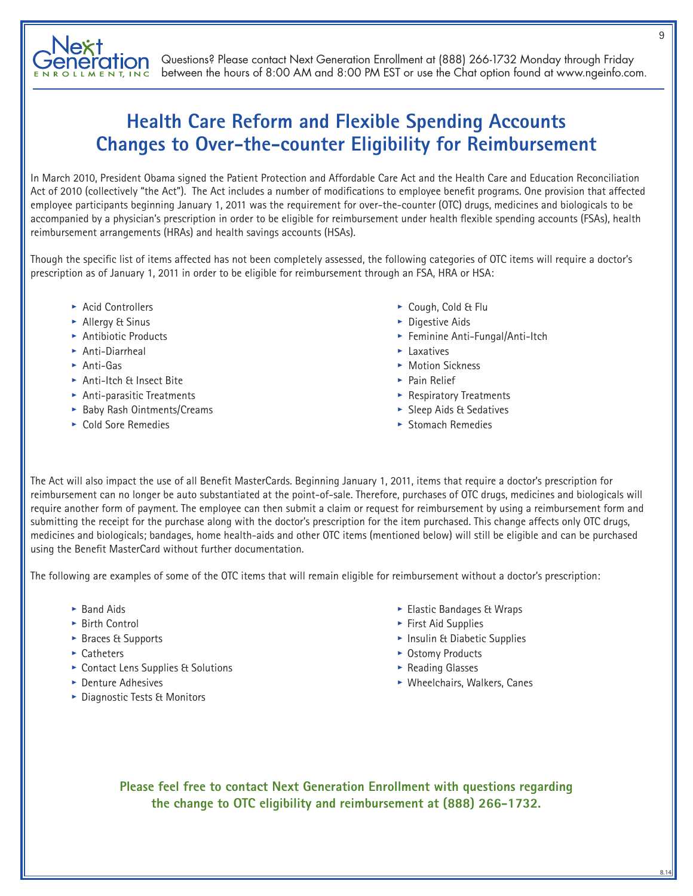Questions? Please contact Next Generation Enrollment at (888) 266-1732 Monday through Friday between the hours of 8:00 AM and 8:00 PM EST or use the Chat option found at www.ngeinfo.com.

# Health Care Reform and Flexible Spending Accounts
# Changes to Over-the-counter Eligibility for Reimbursement

In March 2010, President Obama signed the Patient Protection and Affordable Care Act and the Health Care and Education Reconciliation Act of 2010 (collectively "the Act"). The Act includes a number of modifications to employee benefit programs. One provision that affected employee participants beginning January 1, 2011 was the requirement for over-the-counter (OTC) drugs, medicines and biologicals to be accompanied by a physician's prescription in order to be eligible for reimbursement under health flexible spending accounts (FSAs), health reimbursement arrangements (HRAs) and health savings accounts (HSAs).

Though the specific list of items affected has not been completely assessed, the following categories of OTC items will require a doctor's prescription as of January 1, 2011 in order to be eligible for reimbursement through an FSA, HRA or HSA:

- Acid Controllers
- Allergy & Sinus
- Antibiotic Products
- Anti-Diarrheal
- Anti-Gas
- Anti-Itch & Insect Bite
- Anti-parasitic Treatments
- Baby Rash Ointments/Creams
- Cold Sore Remedies
- Cough, Cold & Flu
- Digestive Aids
- Feminine Anti-Fungal/Anti-Itch
- Laxatives
- Motion Sickness
- Pain Relief
- Respiratory Treatments
- Sleep Aids & Sedatives
- Stomach Remedies

The Act will also impact the use of all Benefit MasterCards. Beginning January 1, 2011, items that require a doctor's prescription for reimbursement can no longer be auto substantiated at the point-of-sale. Therefore, purchases of OTC drugs, medicines and biologicals will require another form of payment. The employee can then submit a claim or request for reimbursement by using a reimbursement form and submitting the receipt for the purchase along with the doctor's prescription for the item purchased. This change affects only OTC drugs, medicines and biologicals; bandages, home health-aids and other OTC items (mentioned below) will still be eligible and can be purchased using the Benefit MasterCard without further documentation.

The following are examples of some of the OTC items that will remain eligible for reimbursement without a doctor's prescription:

- Band Aids
- Birth Control
- Braces & Supports
- Catheters
- Contact Lens Supplies & Solutions
- Denture Adhesives
- Diagnostic Tests & Monitors
- Elastic Bandages & Wraps
- First Aid Supplies
- Insulin & Diabetic Supplies
- Ostomy Products
- Reading Glasses
- Wheelchairs, Walkers, Canes

**Please feel free to contact Next Generation Enrollment with questions regarding the change to OTC eligibility and reimbursement at (888) 266-1732.**